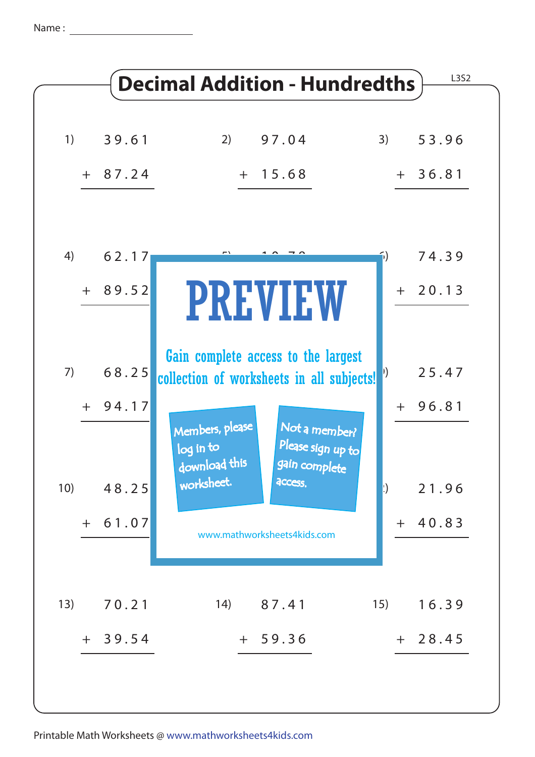Name : ____________________

# Decimal Addition - Hundredths

L3S2

1) $39.61 + 87.24 =$

2) $97.04 + 15.68 =$

3) $53.96 + 36.81 =$

4) $62.17 + 89.52 =$

6) $74.39 + 20.13 =$

7) $68.25 + 94.17 =$

9) $25.47 + 96.81 =$

10) $48.25 + 61.07 =$

12) $21.96 + 40.83 =$

13) $70.21 + 39.54 =$

14) $87.41 + 59.36 =$

15) $16.39 + 28.45 =$

**PREVIEW**

Gain complete access to the largest collection of worksheets in all subjects!

Members, please log in to download this worksheet.

Not a member? Please sign up to gain complete access.

www.mathworksheets4kids.com

Printable Math Worksheets @ www.mathworksheets4kids.com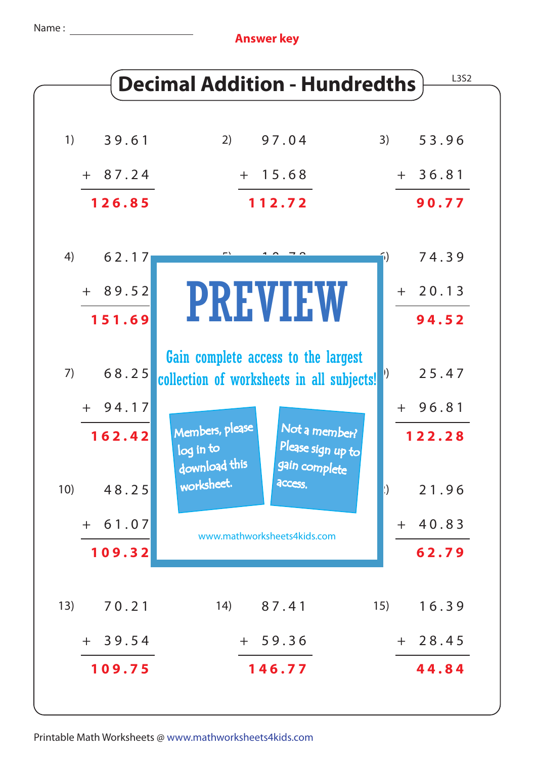Name : ____________________

**Answer key**

# Decimal Addition - Hundredths

L3S2

1) 39.61 + 87.24 = **126.85**

2) 97.04 + 15.68 = **112.72**

3) 53.96 + 36.81 = **90.77**

4) 62.17 + 89.52 = **151.69**

6) 74.39 + 20.13 = **94.52**

7) 68.25 + 94.17 = **162.42**

9) 25.47 + 96.81 = **122.28**

10) 48.25 + 61.07 = **109.32**

12) 21.96 + 40.83 = **62.79**

13) 70.21 + 39.54 = **109.75**

14) 87.41 + 59.36 = **146.77**

15) 16.39 + 28.45 = **44.84**

PREVIEW

Gain complete access to the largest collection of worksheets in all subjects!

Members, please log in to download this worksheet.

Not a member? Please sign up to gain complete access.

www.mathworksheets4kids.com

Printable Math Worksheets @ www.mathworksheets4kids.com